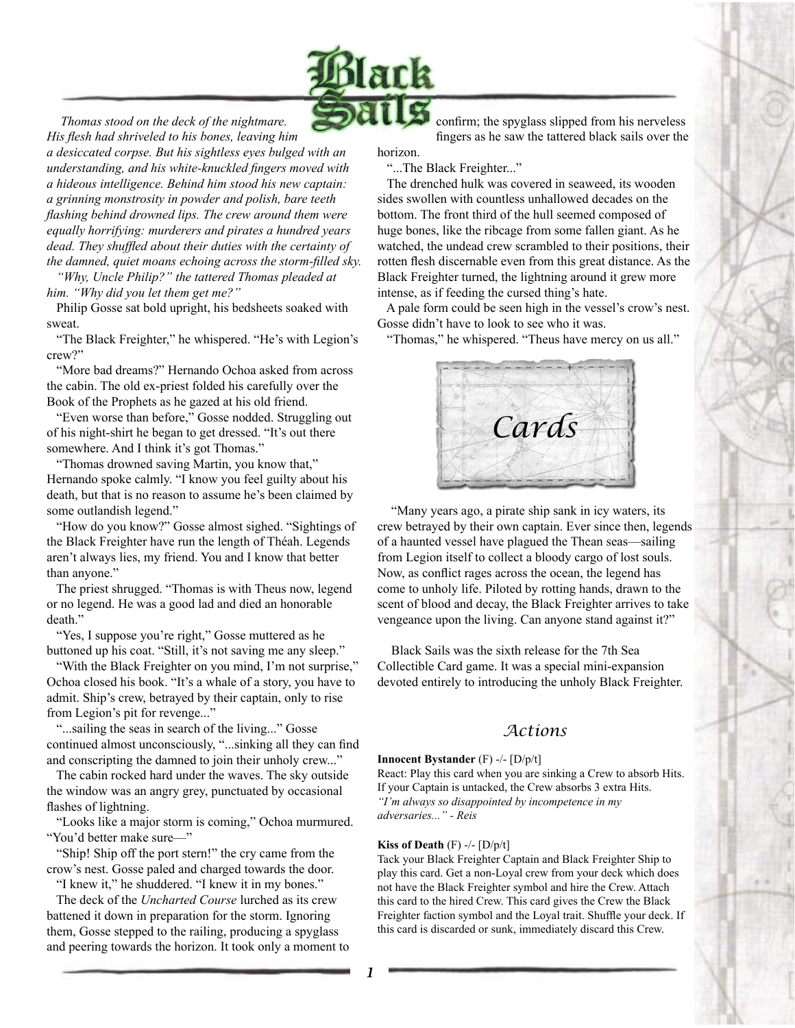# Black Sails

*Thomas stood on the deck of the nightmare. His flesh had shriveled to his bones, leaving him a desiccated corpse. But his sightless eyes bulged with an understanding, and his white-knuckled fingers moved with a hideous intelligence. Behind him stood his new captain: a grinning monstrosity in powder and polish, bare teeth flashing behind drowned lips. The crew around them were equally horrifying: murderers and pirates a hundred years dead. They shuffled about their duties with the certainty of the damned, quiet moans echoing across the storm-filled sky.*

*"Why, Uncle Philip?" the tattered Thomas pleaded at him. "Why did you let them get me?"*

Philip Gosse sat bold upright, his bedsheets soaked with sweat.

"The Black Freighter," he whispered. "He's with Legion's crew?"

"More bad dreams?" Hernando Ochoa asked from across the cabin. The old ex-priest folded his carefully over the Book of the Prophets as he gazed at his old friend.

"Even worse than before," Gosse nodded. Struggling out of his night-shirt he began to get dressed. "It's out there somewhere. And I think it's got Thomas."

"Thomas drowned saving Martin, you know that," Hernando spoke calmly. "I know you feel guilty about his death, but that is no reason to assume he's been claimed by some outlandish legend."

"How do you know?" Gosse almost sighed. "Sightings of the Black Freighter have run the length of Théah. Legends aren't always lies, my friend. You and I know that better than anyone."

The priest shrugged. "Thomas is with Theus now, legend or no legend. He was a good lad and died an honorable death."

"Yes, I suppose you're right," Gosse muttered as he buttoned up his coat. "Still, it's not saving me any sleep."

"With the Black Freighter on you mind, I'm not surprise," Ochoa closed his book. "It's a whale of a story, you have to admit. Ship's crew, betrayed by their captain, only to rise from Legion's pit for revenge..."

"...sailing the seas in search of the living..." Gosse continued almost unconsciously, "...sinking all they can find and conscripting the damned to join their unholy crew..."

The cabin rocked hard under the waves. The sky outside the window was an angry grey, punctuated by occasional flashes of lightning.

"Looks like a major storm is coming," Ochoa murmured. "You'd better make sure—"

"Ship! Ship off the port stern!" the cry came from the crow's nest. Gosse paled and charged towards the door.

"I knew it," he shuddered. "I knew it in my bones."

The deck of the *Uncharted Course* lurched as its crew battened it down in preparation for the storm. Ignoring them, Gosse stepped to the railing, producing a spyglass and peering towards the horizon. It took only a moment to confirm; the spyglass slipped from his nerveless fingers as he saw the tattered black sails over the horizon.

"...The Black Freighter..."

The drenched hulk was covered in seaweed, its wooden sides swollen with countless unhallowed decades on the bottom. The front third of the hull seemed composed of huge bones, like the ribcage from some fallen giant. As he watched, the undead crew scrambled to their positions, their rotten flesh discernable even from this great distance. As the Black Freighter turned, the lightning around it grew more intense, as if feeding the cursed thing's hate.

A pale form could be seen high in the vessel's crow's nest. Gosse didn't have to look to see who it was.

"Thomas," he whispered. "Theus have mercy on us all."

## Cards

"Many years ago, a pirate ship sank in icy waters, its crew betrayed by their own captain. Ever since then, legends of a haunted vessel have plagued the Thean seas—sailing from Legion itself to collect a bloody cargo of lost souls. Now, as conflict rages across the ocean, the legend has come to unholy life. Piloted by rotting hands, drawn to the scent of blood and decay, the Black Freighter arrives to take vengeance upon the living. Can anyone stand against it?"

Black Sails was the sixth release for the 7th Sea Collectible Card game. It was a special mini-expansion devoted entirely to introducing the unholy Black Freighter.

### Actions

**Innocent Bystander** (F) -/- [D/p/t]
React: Play this card when you are sinking a Crew to absorb Hits. If your Captain is untacked, the Crew absorbs 3 extra Hits.
*"I'm always so disappointed by incompetence in my adversaries..." - Reis*

**Kiss of Death** (F) -/- [D/p/t]
Tack your Black Freighter Captain and Black Freighter Ship to play this card. Get a non-Loyal crew from your deck which does not have the Black Freighter symbol and hire the Crew. Attach this card to the hired Crew. This card gives the Crew the Black Freighter faction symbol and the Loyal trait. Shuffle your deck. If this card is discarded or sunk, immediately discard this Crew.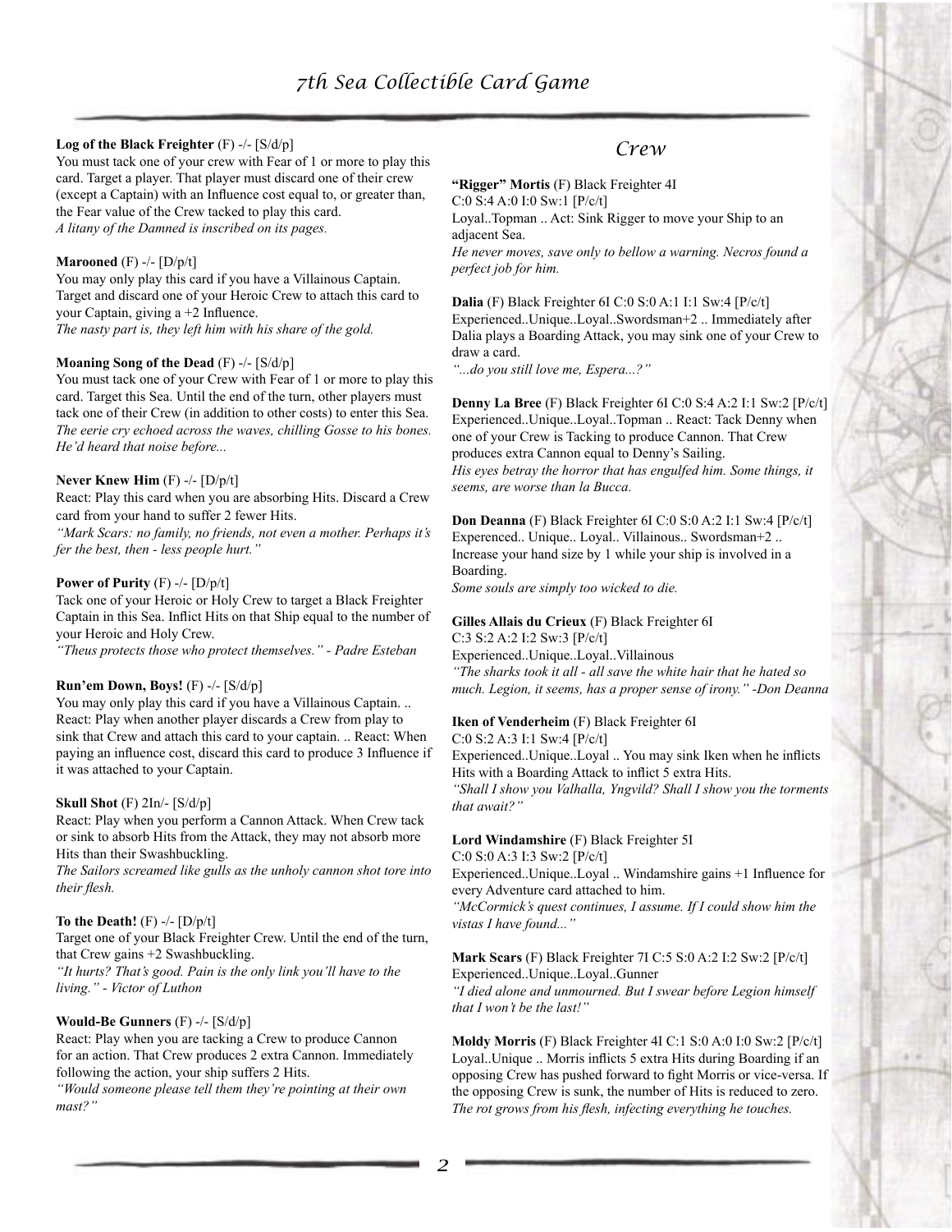**Log of the Black Freighter** (F) -/- [S/d/p]
You must tack one of your crew with Fear of 1 or more to play this card. Target a player. That player must discard one of their crew (except a Captain) with an Influence cost equal to, or greater than, the Fear value of the Crew tacked to play this card.
*A litany of the Damned is inscribed on its pages.*

**Marooned** (F) -/- [D/p/t]
You may only play this card if you have a Villainous Captain. Target and discard one of your Heroic Crew to attach this card to your Captain, giving a +2 Influence.
*The nasty part is, they left him with his share of the gold.*

**Moaning Song of the Dead** (F) -/- [S/d/p]
You must tack one of your Crew with Fear of 1 or more to play this card. Target this Sea. Until the end of the turn, other players must tack one of their Crew (in addition to other costs) to enter this Sea.
*The eerie cry echoed across the waves, chilling Gosse to his bones. He'd heard that noise before...*

**Never Knew Him** (F) -/- [D/p/t]
React: Play this card when you are absorbing Hits. Discard a Crew card from your hand to suffer 2 fewer Hits.
*"Mark Scars: no family, no friends, not even a mother. Perhaps it's fer the best, then - less people hurt."*

**Power of Purity** (F) -/- [D/p/t]
Tack one of your Heroic or Holy Crew to target a Black Freighter Captain in this Sea. Inflict Hits on that Ship equal to the number of your Heroic and Holy Crew.
*"Theus protects those who protect themselves." - Padre Esteban*

**Run'em Down, Boys!** (F) -/- [S/d/p]
You may only play this card if you have a Villainous Captain. .. React: Play when another player discards a Crew from play to sink that Crew and attach this card to your captain. .. React: When paying an influence cost, discard this card to produce 3 Influence if it was attached to your Captain.

**Skull Shot** (F) 2In/- [S/d/p]
React: Play when you perform a Cannon Attack. When Crew tack or sink to absorb Hits from the Attack, they may not absorb more Hits than their Swashbuckling.
*The Sailors screamed like gulls as the unholy cannon shot tore into their flesh.*

**To the Death!** (F) -/- [D/p/t]
Target one of your Black Freighter Crew. Until the end of the turn, that Crew gains +2 Swashbuckling.
*"It hurts? That's good. Pain is the only link you'll have to the living." - Victor of Luthon*

**Would-Be Gunners** (F) -/- [S/d/p]
React: Play when you are tacking a Crew to produce Cannon for an action. That Crew produces 2 extra Cannon. Immediately following the action, your ship suffers 2 Hits.
*"Would someone please tell them they're pointing at their own mast?"*

## Crew

**"Rigger" Mortis** (F) Black Freighter 4I
C:0 S:4 A:0 I:0 Sw:1 [P/c/t]
Loyal..Topman .. Act: Sink Rigger to move your Ship to an adjacent Sea.
*He never moves, save only to bellow a warning. Necros found a perfect job for him.*

**Dalia** (F) Black Freighter 6I C:0 S:0 A:1 I:1 Sw:4 [P/c/t]
Experienced..Unique..Loyal..Swordsman+2 .. Immediately after Dalia plays a Boarding Attack, you may sink one of your Crew to draw a card.
*"...do you still love me, Espera...?"*

**Denny La Bree** (F) Black Freighter 6I C:0 S:4 A:2 I:1 Sw:2 [P/c/t]
Experienced..Unique..Loyal..Topman .. React: Tack Denny when one of your Crew is Tacking to produce Cannon. That Crew produces extra Cannon equal to Denny's Sailing.
*His eyes betray the horror that has engulfed him. Some things, it seems, are worse than la Bucca.*

**Don Deanna** (F) Black Freighter 6I C:0 S:0 A:2 I:1 Sw:4 [P/c/t]
Experienced.. Unique.. Loyal.. Villainous.. Swordsman+2 .. Increase your hand size by 1 while your ship is involved in a Boarding.
*Some souls are simply too wicked to die.*

**Gilles Allais du Crieux** (F) Black Freighter 6I
C:3 S:2 A:2 I:2 Sw:3 [P/c/t]
Experienced..Unique..Loyal..Villainous
*"The sharks took it all - all save the white hair that he hated so much. Legion, it seems, has a proper sense of irony." -Don Deanna*

**Iken of Venderheim** (F) Black Freighter 6I
C:0 S:2 A:3 I:1 Sw:4 [P/c/t]
Experienced..Unique..Loyal .. You may sink Iken when he inflicts Hits with a Boarding Attack to inflict 5 extra Hits.
*"Shall I show you Valhalla, Yngvild? Shall I show you the torments that await?"*

**Lord Windamshire** (F) Black Freighter 5I
C:0 S:0 A:3 I:3 Sw:2 [P/c/t]
Experienced..Unique..Loyal .. Windamshire gains +1 Influence for every Adventure card attached to him.
*"McCormick's quest continues, I assume. If I could show him the vistas I have found..."*

**Mark Scars** (F) Black Freighter 7I C:5 S:0 A:2 I:2 Sw:2 [P/c/t]
Experienced..Unique..Loyal..Gunner
*"I died alone and unmourned. But I swear before Legion himself that I won't be the last!"*

**Moldy Morris** (F) Black Freighter 4I C:1 S:0 A:0 I:0 Sw:2 [P/c/t]
Loyal..Unique .. Morris inflicts 5 extra Hits during Boarding if an opposing Crew has pushed forward to fight Morris or vice-versa. If the opposing Crew is sunk, the number of Hits is reduced to zero.
*The rot grows from his flesh, infecting everything he touches.*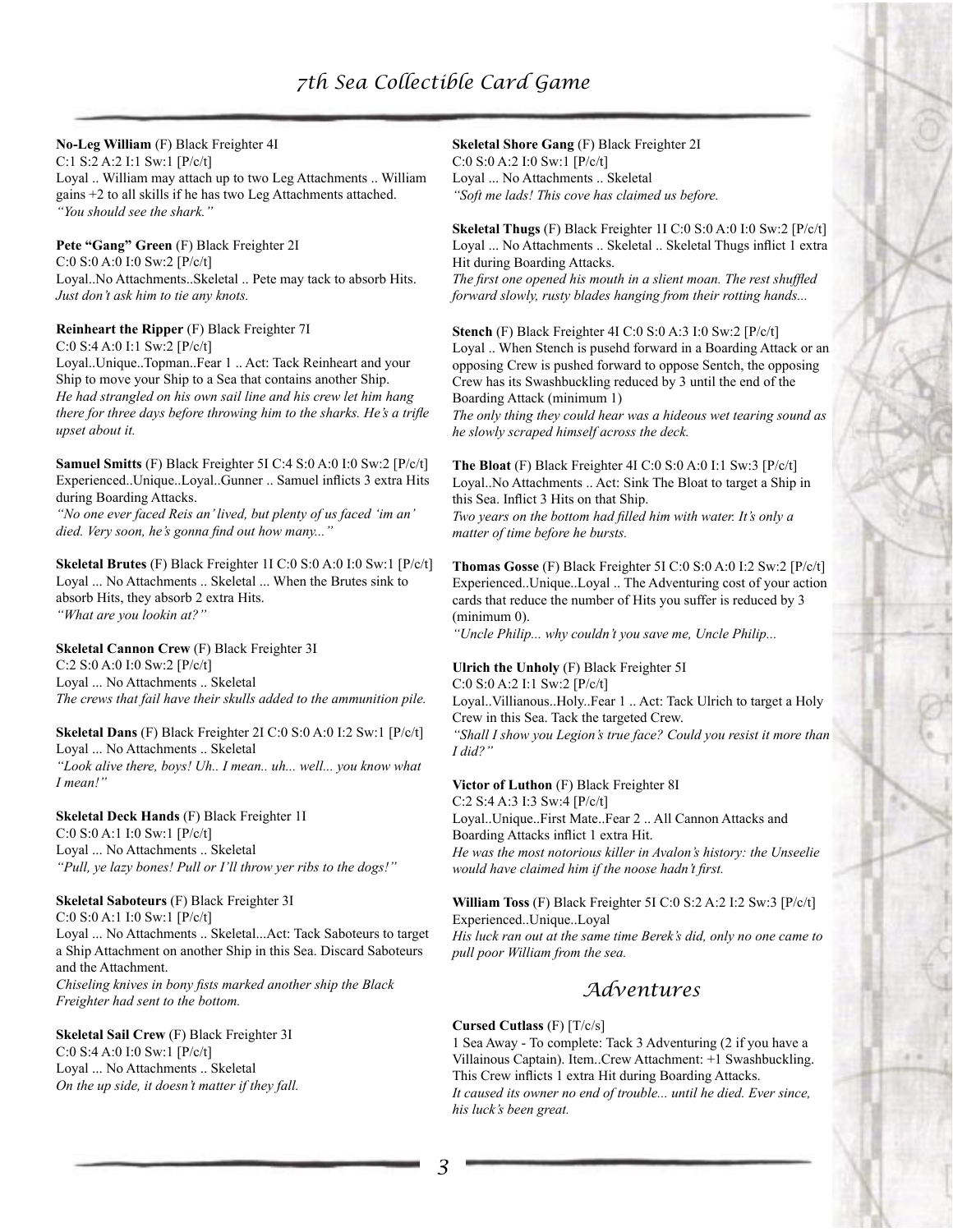**No-Leg William** (F) Black Freighter 4I
C:1 S:2 A:2 I:1 Sw:1 [P/c/t]
Loyal .. William may attach up to two Leg Attachments .. William gains +2 to all skills if he has two Leg Attachments attached.
*"You should see the shark."*

**Pete "Gang" Green** (F) Black Freighter 2I
C:0 S:0 A:0 I:0 Sw:2 [P/c/t]
Loyal..No Attachments..Skeletal .. Pete may tack to absorb Hits.
*Just don't ask him to tie any knots.*

**Reinheart the Ripper** (F) Black Freighter 7I
C:0 S:4 A:0 I:1 Sw:2 [P/c/t]
Loyal..Unique..Topman..Fear 1 .. Act: Tack Reinheart and your Ship to move your Ship to a Sea that contains another Ship.
*He had strangled on his own sail line and his crew let him hang there for three days before throwing him to the sharks. He's a trifle upset about it.*

**Samuel Smitts** (F) Black Freighter 5I C:4 S:0 A:0 I:0 Sw:2 [P/c/t]
Experienced..Unique..Loyal..Gunner .. Samuel inflicts 3 extra Hits during Boarding Attacks.
*"No one ever faced Reis an' lived, but plenty of us faced 'im an' died. Very soon, he's gonna find out how many..."*

**Skeletal Brutes** (F) Black Freighter 1I C:0 S:0 A:0 I:0 Sw:1 [P/c/t]
Loyal ... No Attachments .. Skeletal ... When the Brutes sink to absorb Hits, they absorb 2 extra Hits.
*"What are you lookin at?"*

**Skeletal Cannon Crew** (F) Black Freighter 3I
C:2 S:0 A:0 I:0 Sw:2 [P/c/t]
Loyal ... No Attachments .. Skeletal
*The crews that fail have their skulls added to the ammunition pile.*

**Skeletal Dans** (F) Black Freighter 2I C:0 S:0 A:0 I:2 Sw:1 [P/c/t]
Loyal ... No Attachments .. Skeletal
*"Look alive there, boys! Uh.. I mean.. uh... well... you know what I mean!"*

**Skeletal Deck Hands** (F) Black Freighter 1I
C:0 S:0 A:1 I:0 Sw:1 [P/c/t]
Loyal ... No Attachments .. Skeletal
*"Pull, ye lazy bones! Pull or I'll throw yer ribs to the dogs!"*

**Skeletal Saboteurs** (F) Black Freighter 3I
C:0 S:0 A:1 I:0 Sw:1 [P/c/t]
Loyal ... No Attachments .. Skeletal...Act: Tack Saboteurs to target a Ship Attachment on another Ship in this Sea. Discard Saboteurs and the Attachment.
*Chiseling knives in bony fists marked another ship the Black Freighter had sent to the bottom.*

**Skeletal Sail Crew** (F) Black Freighter 3I
C:0 S:4 A:0 I:0 Sw:1 [P/c/t]
Loyal ... No Attachments .. Skeletal
*On the up side, it doesn't matter if they fall.*

**Skeletal Shore Gang** (F) Black Freighter 2I
C:0 S:0 A:2 I:0 Sw:1 [P/c/t]
Loyal ... No Attachments .. Skeletal
*"Soft me lads! This cove has claimed us before.*

**Skeletal Thugs** (F) Black Freighter 1I C:0 S:0 A:0 I:0 Sw:2 [P/c/t]
Loyal ... No Attachments .. Skeletal .. Skeletal Thugs inflict 1 extra Hit during Boarding Attacks.
*The first one opened his mouth in a slient moan. The rest shuffled forward slowly, rusty blades hanging from their rotting hands...*

**Stench** (F) Black Freighter 4I C:0 S:0 A:3 I:0 Sw:2 [P/c/t]
Loyal .. When Stench is pusehd forward in a Boarding Attack or an opposing Crew is pushed forward to oppose Sentch, the opposing Crew has its Swashbuckling reduced by 3 until the end of the Boarding Attack (minimum 1)
*The only thing they could hear was a hideous wet tearing sound as he slowly scraped himself across the deck.*

**The Bloat** (F) Black Freighter 4I C:0 S:0 A:0 I:1 Sw:3 [P/c/t]
Loyal..No Attachments .. Act: Sink The Bloat to target a Ship in this Sea. Inflict 3 Hits on that Ship.
*Two years on the bottom had filled him with water. It's only a matter of time before he bursts.*

**Thomas Gosse** (F) Black Freighter 5I C:0 S:0 A:0 I:2 Sw:2 [P/c/t]
Experienced..Unique..Loyal .. The Adventuring cost of your action cards that reduce the number of Hits you suffer is reduced by 3 (minimum 0).
*"Uncle Philip... why couldn't you save me, Uncle Philip...*

**Ulrich the Unholy** (F) Black Freighter 5I
C:0 S:0 A:2 I:1 Sw:2 [P/c/t]
Loyal..Villianous..Holy..Fear 1 .. Act: Tack Ulrich to target a Holy Crew in this Sea. Tack the targeted Crew.
*"Shall I show you Legion's true face? Could you resist it more than I did?"*

**Victor of Luthon** (F) Black Freighter 8I
C:2 S:4 A:3 I:3 Sw:4 [P/c/t]
Loyal..Unique..First Mate..Fear 2 .. All Cannon Attacks and Boarding Attacks inflict 1 extra Hit.
*He was the most notorious killer in Avalon's history: the Unseelie would have claimed him if the noose hadn't first.*

**William Toss** (F) Black Freighter 5I C:0 S:2 A:2 I:2 Sw:3 [P/c/t]
Experienced..Unique..Loyal
*His luck ran out at the same time Berek's did, only no one came to pull poor William from the sea.*

## Adventures

**Cursed Cutlass** (F) [T/c/s]
1 Sea Away - To complete: Tack 3 Adventuring (2 if you have a Villainous Captain). Item..Crew Attachment: +1 Swashbuckling. This Crew inflicts 1 extra Hit during Boarding Attacks.
*It caused its owner no end of trouble... until he died. Ever since, his luck's been great.*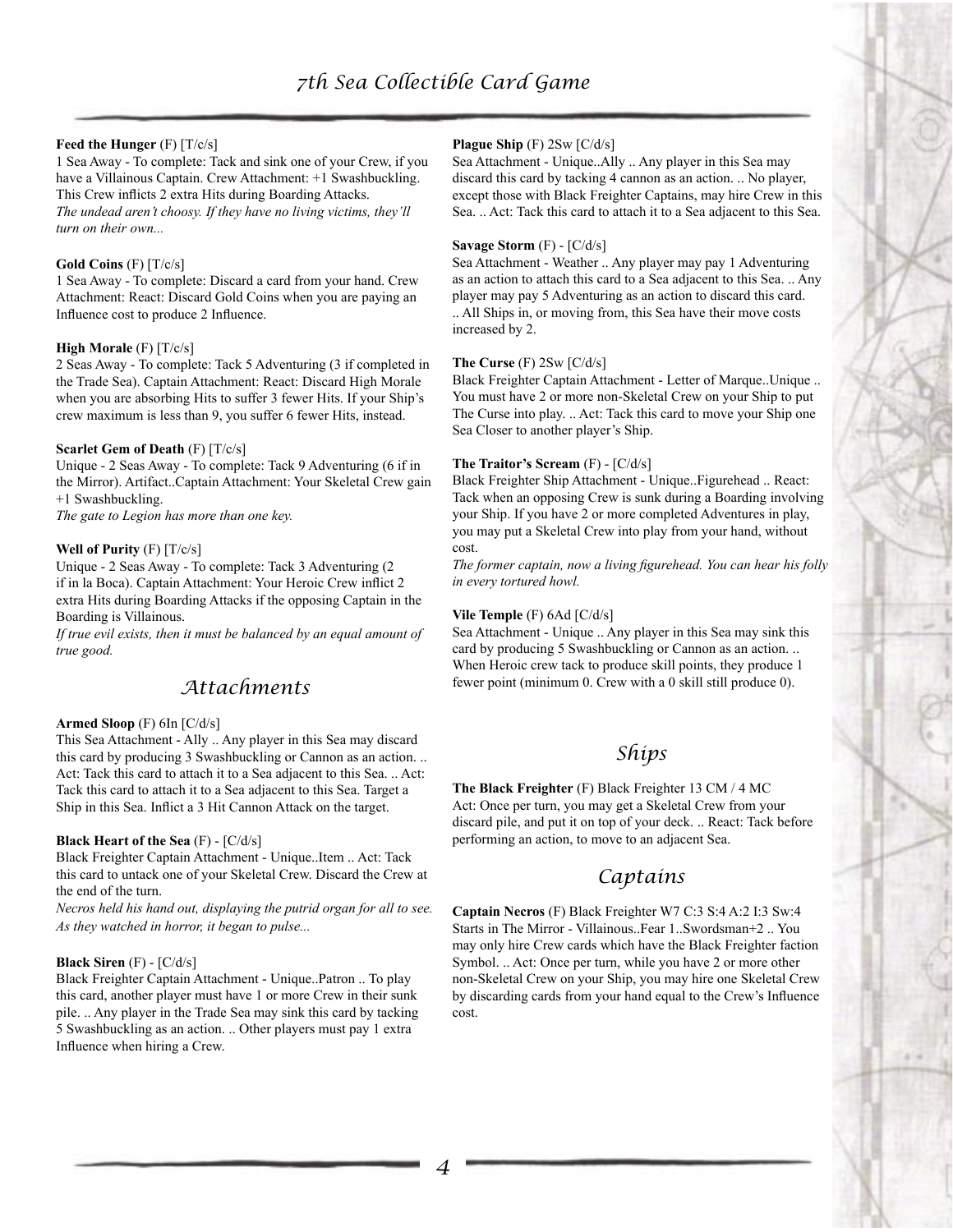**Feed the Hunger** (F) [T/c/s]
1 Sea Away - To complete: Tack and sink one of your Crew, if you have a Villainous Captain. Crew Attachment: +1 Swashbuckling. This Crew inflicts 2 extra Hits during Boarding Attacks.
*The undead aren't choosy. If they have no living victims, they'll turn on their own...*

**Gold Coins** (F) [T/c/s]
1 Sea Away - To complete: Discard a card from your hand. Crew Attachment: React: Discard Gold Coins when you are paying an Influence cost to produce 2 Influence.

**High Morale** (F) [T/c/s]
2 Seas Away - To complete: Tack 5 Adventuring (3 if completed in the Trade Sea). Captain Attachment: React: Discard High Morale when you are absorbing Hits to suffer 3 fewer Hits. If your Ship's crew maximum is less than 9, you suffer 6 fewer Hits, instead.

**Scarlet Gem of Death** (F) [T/c/s]
Unique - 2 Seas Away - To complete: Tack 9 Adventuring (6 if in the Mirror). Artifact..Captain Attachment: Your Skeletal Crew gain +1 Swashbuckling.
*The gate to Legion has more than one key.*

**Well of Purity** (F) [T/c/s]
Unique - 2 Seas Away - To complete: Tack 3 Adventuring (2 if in la Boca). Captain Attachment: Your Heroic Crew inflict 2 extra Hits during Boarding Attacks if the opposing Captain in the Boarding is Villainous.
*If true evil exists, then it must be balanced by an equal amount of true good.*

## Attachments

**Armed Sloop** (F) 6In [C/d/s]
This Sea Attachment - Ally .. Any player in this Sea may discard this card by producing 3 Swashbuckling or Cannon as an action. .. Act: Tack this card to attach it to a Sea adjacent to this Sea. .. Act: Tack this card to attach it to a Sea adjacent to this Sea. Target a Ship in this Sea. Inflict a 3 Hit Cannon Attack on the target.

**Black Heart of the Sea** (F) - [C/d/s]
Black Freighter Captain Attachment - Unique..Item .. Act: Tack this card to untack one of your Skeletal Crew. Discard the Crew at the end of the turn.
*Necros held his hand out, displaying the putrid organ for all to see. As they watched in horror, it began to pulse...*

**Black Siren** (F) - [C/d/s]
Black Freighter Captain Attachment - Unique..Patron .. To play this card, another player must have 1 or more Crew in their sunk pile. .. Any player in the Trade Sea may sink this card by tacking 5 Swashbuckling as an action. .. Other players must pay 1 extra Influence when hiring a Crew.

**Plague Ship** (F) 2Sw [C/d/s]
Sea Attachment - Unique..Ally .. Any player in this Sea may discard this card by tacking 4 cannon as an action. .. No player, except those with Black Freighter Captains, may hire Crew in this Sea. .. Act: Tack this card to attach it to a Sea adjacent to this Sea.

**Savage Storm** (F) - [C/d/s]
Sea Attachment - Weather .. Any player may pay 1 Adventuring as an action to attach this card to a Sea adjacent to this Sea. .. Any player may pay 5 Adventuring as an action to discard this card. .. All Ships in, or moving from, this Sea have their move costs increased by 2.

**The Curse** (F) 2Sw [C/d/s]
Black Freighter Captain Attachment - Letter of Marque..Unique .. You must have 2 or more non-Skeletal Crew on your Ship to put The Curse into play. .. Act: Tack this card to move your Ship one Sea Closer to another player's Ship.

**The Traitor's Scream** (F) - [C/d/s]
Black Freighter Ship Attachment - Unique..Figurehead .. React: Tack when an opposing Crew is sunk during a Boarding involving your Ship. If you have 2 or more completed Adventures in play, you may put a Skeletal Crew into play from your hand, without cost.
*The former captain, now a living figurehead. You can hear his folly in every tortured howl.*

**Vile Temple** (F) 6Ad [C/d/s]
Sea Attachment - Unique .. Any player in this Sea may sink this card by producing 5 Swashbuckling or Cannon as an action. .. When Heroic crew tack to produce skill points, they produce 1 fewer point (minimum 0. Crew with a 0 skill still produce 0).

## Ships

**The Black Freighter** (F) Black Freighter 13 CM / 4 MC
Act: Once per turn, you may get a Skeletal Crew from your discard pile, and put it on top of your deck. .. React: Tack before performing an action, to move to an adjacent Sea.

## Captains

**Captain Necros** (F) Black Freighter W7 C:3 S:4 A:2 I:3 Sw:4
Starts in The Mirror - Villainous..Fear 1..Swordsman+2 .. You may only hire Crew cards which have the Black Freighter faction Symbol. .. Act: Once per turn, while you have 2 or more other non-Skeletal Crew on your Ship, you may hire one Skeletal Crew by discarding cards from your hand equal to the Crew's Influence cost.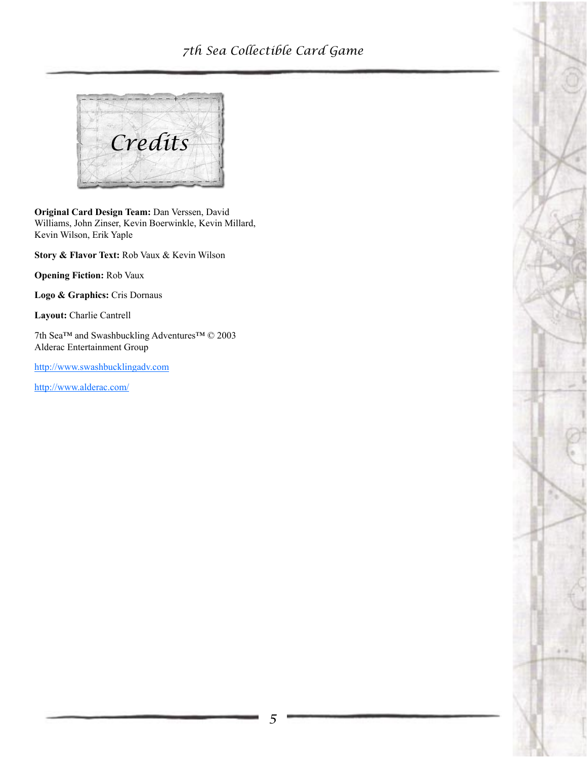# Credits

**Original Card Design Team:** Dan Verssen, David Williams, John Zinser, Kevin Boerwinkle, Kevin Millard, Kevin Wilson, Erik Yaple

**Story & Flavor Text:** Rob Vaux & Kevin Wilson

**Opening Fiction:** Rob Vaux

**Logo & Graphics:** Cris Dornaus

**Layout:** Charlie Cantrell

7th Sea™ and Swashbuckling Adventures™ © 2003 Alderac Entertainment Group

http://www.swashbucklingadv.com

http://www.alderac.com/